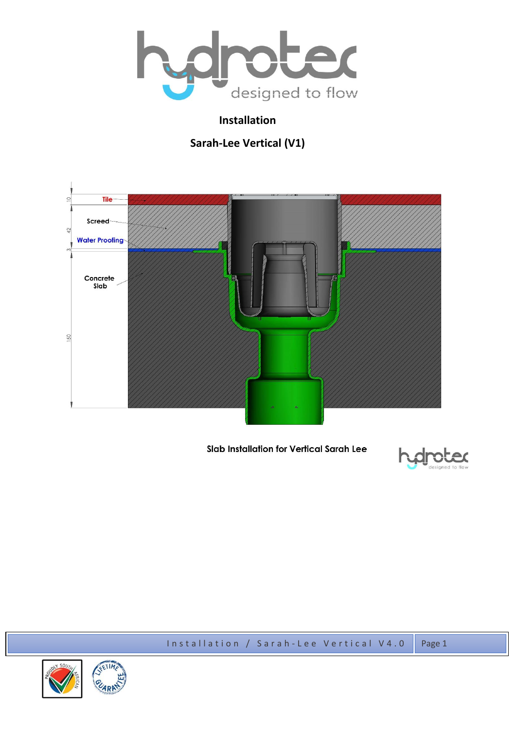## Installation

## Sarah-Lee Vertical (V1)

Tile

Screed

Water Proofing

Concrete Slab

10

42

3

150

Slab Installation for Vertical Sarah Lee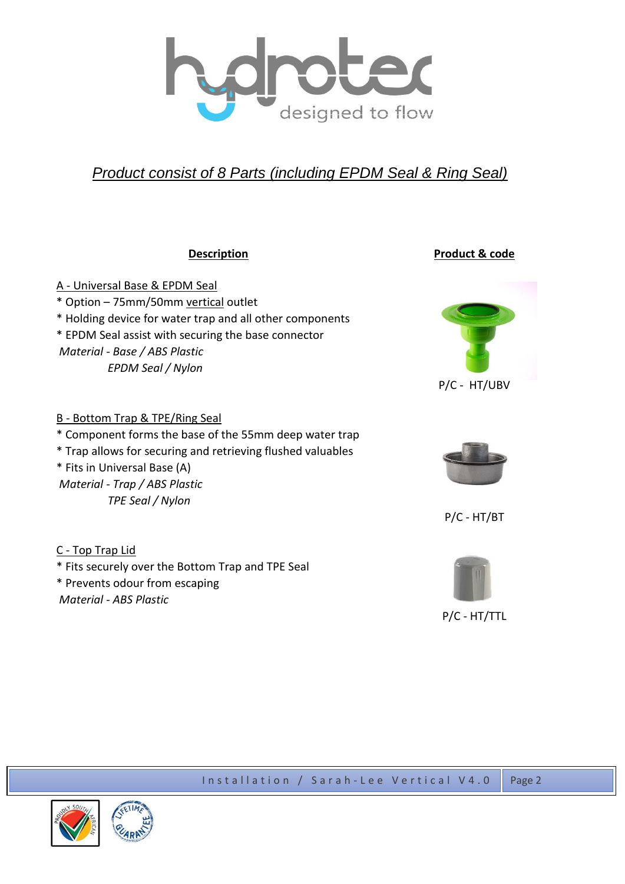*Product consist of 8 Parts (including EPDM Seal & Ring Seal)*

| **Description** | **Product & code** |
|---|---|
| A - Universal Base & EPDM Seal<br>* Option – 75mm/50mm vertical outlet<br>* Holding device for water trap and all other components<br>* EPDM Seal assist with securing the base connector<br>*Material - Base / ABS Plastic*<br>*EPDM Seal / Nylon* | P/C - HT/UBV |
| B - Bottom Trap & TPE/Ring Seal<br>* Component forms the base of the 55mm deep water trap<br>* Trap allows for securing and retrieving flushed valuables<br>* Fits in Universal Base (A)<br>*Material - Trap / ABS Plastic*<br>*TPE Seal / Nylon* | P/C - HT/BT |
| C - Top Trap Lid<br>* Fits securely over the Bottom Trap and TPE Seal<br>* Prevents odour from escaping<br>*Material - ABS Plastic* | P/C - HT/TTL |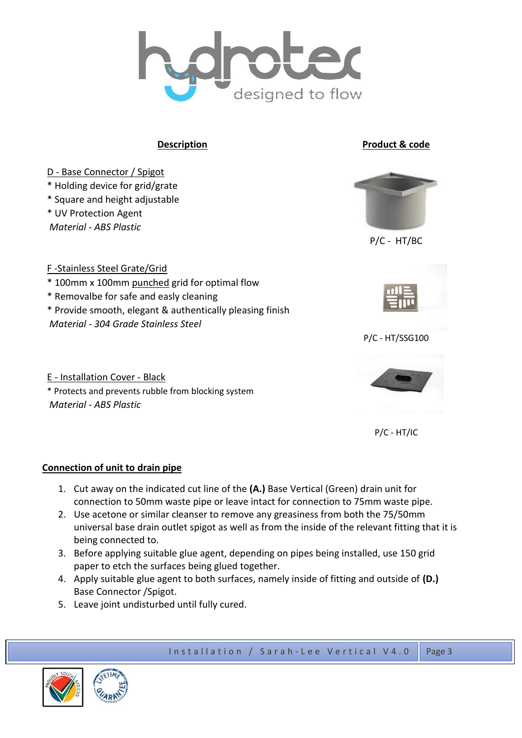| Description | Product & code |
|---|---|
| D - Base Connector / Spigot<br>* Holding device for grid/grate<br>* Square and height adjustable<br>* UV Protection Agent<br>*Material - ABS Plastic* | P/C - HT/BC |
| F -Stainless Steel Grate/Grid<br>* 100mm x 100mm punched grid for optimal flow<br>* Removalbe for safe and easly cleaning<br>* Provide smooth, elegant & authentically pleasing finish<br>*Material - 304 Grade Stainless Steel* | P/C - HT/SSG100 |
| E - Installation Cover - Black<br>* Protects and prevents rubble from blocking system<br>*Material - ABS Plastic* | P/C - HT/IC |

## Connection of unit to drain pipe

1. Cut away on the indicated cut line of the **(A.)** Base Vertical (Green) drain unit for connection to 50mm waste pipe or leave intact for connection to 75mm waste pipe.
2. Use acetone or similar cleanser to remove any greasiness from both the 75/50mm universal base drain outlet spigot as well as from the inside of the relevant fitting that it is being connected to.
3. Before applying suitable glue agent, depending on pipes being installed, use 150 grid paper to etch the surfaces being glued together.
4. Apply suitable glue agent to both surfaces, namely inside of fitting and outside of **(D.)** Base Connector /Spigot.
5. Leave joint undisturbed until fully cured.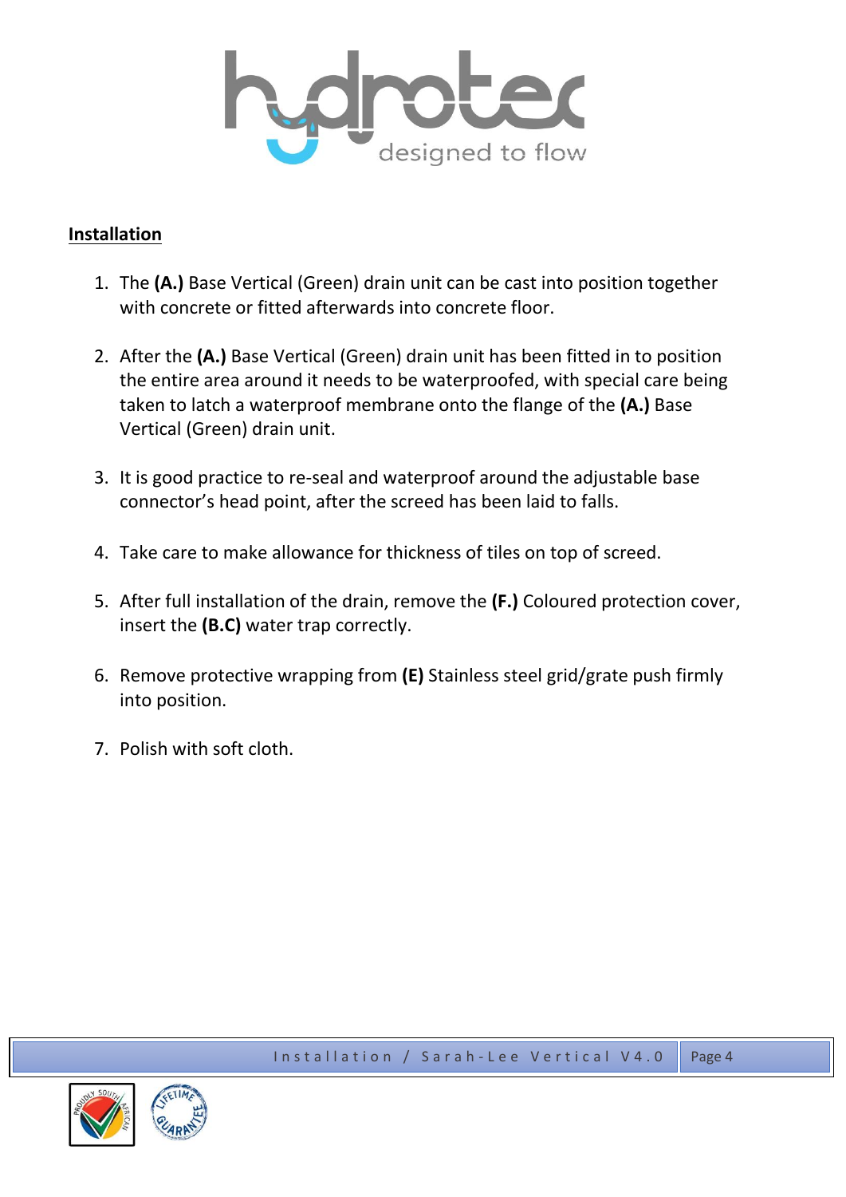## Installation

1. The **(A.)** Base Vertical (Green) drain unit can be cast into position together with concrete or fitted afterwards into concrete floor.

2. After the **(A.)** Base Vertical (Green) drain unit has been fitted in to position the entire area around it needs to be waterproofed, with special care being taken to latch a waterproof membrane onto the flange of the **(A.)** Base Vertical (Green) drain unit.

3. It is good practice to re-seal and waterproof around the adjustable base connector's head point, after the screed has been laid to falls.

4. Take care to make allowance for thickness of tiles on top of screed.

5. After full installation of the drain, remove the **(F.)** Coloured protection cover, insert the **(B.C)** water trap correctly.

6. Remove protective wrapping from **(E)** Stainless steel grid/grate push firmly into position.

7. Polish with soft cloth.